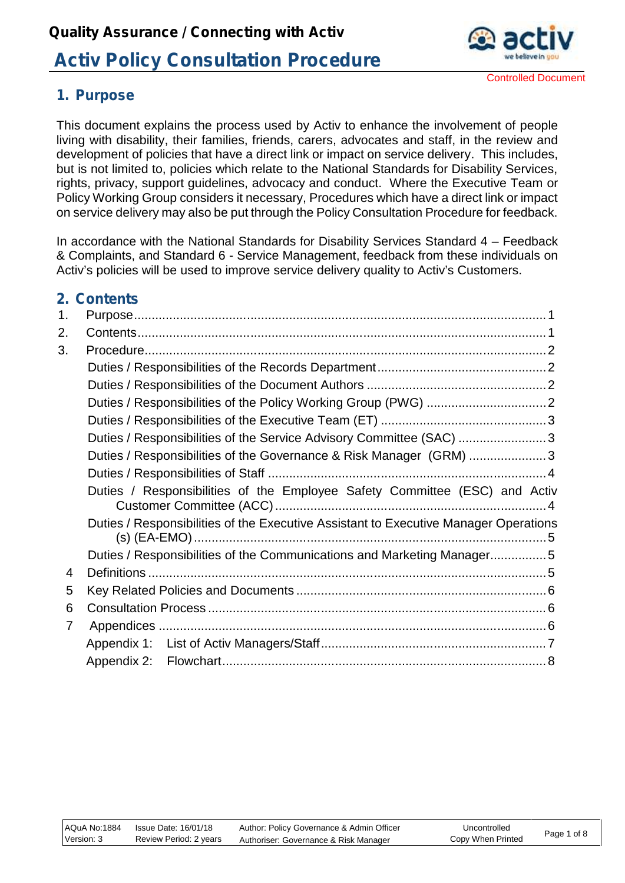# Quality Assurance / Connecting with Activ

# Activ Policy Consultation Procedure

Controlled Document

## 1. Purpose

This document explains the process used by Activ to enhance the involvement of people living with disability, their families, friends, carers, advocates and staff, in the review and development of policies that have a direct link or impact on service delivery. This includes, but is not limited to, policies which relate to the National Standards for Disability Services, rights, privacy, support guidelines, advocacy and conduct. Where the Executive Team or Policy Working Group considers it necessary, Procedures which have a direct link or impact on service delivery may also be put through the Policy Consultation Procedure for feedback.

In accordance with the National Standards for Disability Services Standard 4 – Feedback & Complaints, and Standard 6 - Service Management, feedback from these individuals on Activ's policies will be used to improve service delivery quality to Activ's Customers.

## 2. Contents

1. Purpose ..... 1
2. Contents ..... 1
3. Procedure ..... 2
   - Duties / Responsibilities of the Records Department ..... 2
   - Duties / Responsibilities of the Document Authors ..... 2
   - Duties / Responsibilities of the Policy Working Group (PWG) ..... 2
   - Duties / Responsibilities of the Executive Team (ET) ..... 3
   - Duties / Responsibilities of the Service Advisory Committee (SAC) ..... 3
   - Duties / Responsibilities of the Governance & Risk Manager (GRM) ..... 3
   - Duties / Responsibilities of Staff ..... 4
   - Duties / Responsibilities of the Employee Safety Committee (ESC) and Activ Customer Committee (ACC) ..... 4
   - Duties / Responsibilities of the Executive Assistant to Executive Manager Operations (s) (EA-EMO) ..... 5
   - Duties / Responsibilities of the Communications and Marketing Manager ..... 5
4. Definitions ..... 5
5. Key Related Policies and Documents ..... 6
6. Consultation Process ..... 6
7. Appendices ..... 6
   - Appendix 1: List of Activ Managers/Staff ..... 7
   - Appendix 2: Flowchart ..... 8

| AQuA No:1884 | Issue Date: 16/01/18 | Author: Policy Governance & Admin Officer | Uncontrolled |
|---|---|---|---|
| Version: 3 | Review Period: 2 years | Authoriser: Governance & Risk Manager | Copy When Printed |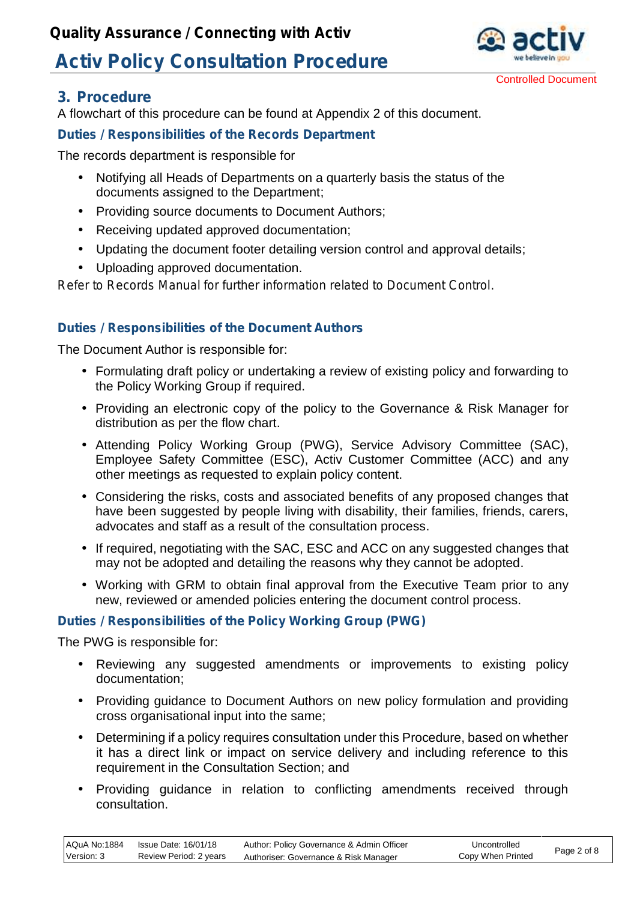## 3. Procedure

A flowchart of this procedure can be found at Appendix 2 of this document.

### Duties / Responsibilities of the Records Department

The records department is responsible for

- Notifying all Heads of Departments on a quarterly basis the status of the documents assigned to the Department;
- Providing source documents to Document Authors;
- Receiving updated approved documentation;
- Updating the document footer detailing version control and approval details;
- Uploading approved documentation.

*Refer to Records Manual for further information related to Document Control.*

### Duties / Responsibilities of the Document Authors

The Document Author is responsible for:

- Formulating draft policy or undertaking a review of existing policy and forwarding to the Policy Working Group if required.
- Providing an electronic copy of the policy to the Governance & Risk Manager for distribution as per the flow chart.
- Attending Policy Working Group (PWG), Service Advisory Committee (SAC), Employee Safety Committee (ESC), Activ Customer Committee (ACC) and any other meetings as requested to explain policy content.
- Considering the risks, costs and associated benefits of any proposed changes that have been suggested by people living with disability, their families, friends, carers, advocates and staff as a result of the consultation process.
- If required, negotiating with the SAC, ESC and ACC on any suggested changes that may not be adopted and detailing the reasons why they cannot be adopted.
- Working with GRM to obtain final approval from the Executive Team prior to any new, reviewed or amended policies entering the document control process.

### Duties / Responsibilities of the Policy Working Group (PWG)

The PWG is responsible for:

- Reviewing any suggested amendments or improvements to existing policy documentation;
- Providing guidance to Document Authors on new policy formulation and providing cross organisational input into the same;
- Determining if a policy requires consultation under this Procedure, based on whether it has a direct link or impact on service delivery and including reference to this requirement in the Consultation Section; and
- Providing guidance in relation to conflicting amendments received through consultation.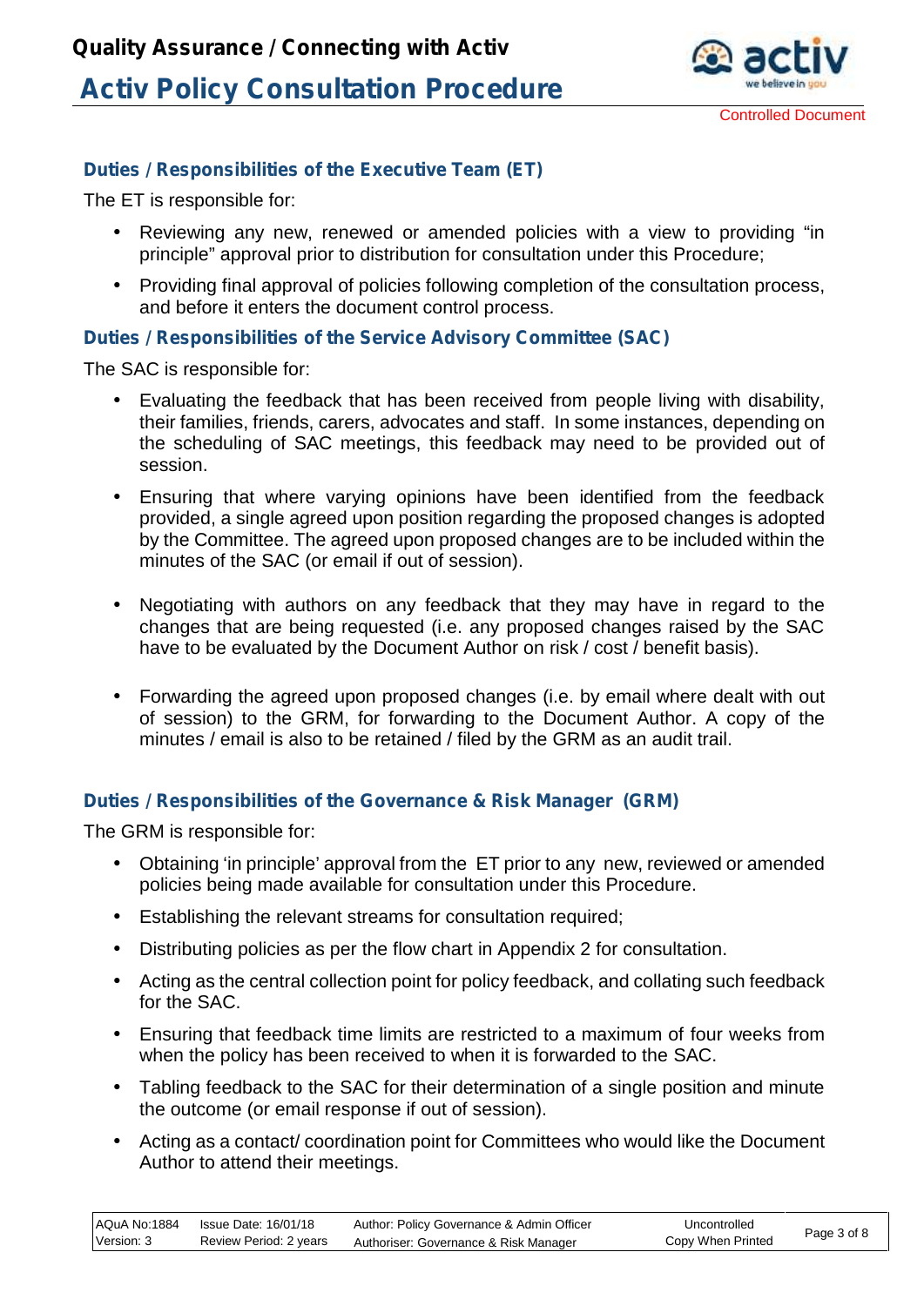## Duties / Responsibilities of the Executive Team (ET)

The ET is responsible for:

- Reviewing any new, renewed or amended policies with a view to providing "in principle" approval prior to distribution for consultation under this Procedure;
- Providing final approval of policies following completion of the consultation process, and before it enters the document control process.

## Duties / Responsibilities of the Service Advisory Committee (SAC)

The SAC is responsible for:

- Evaluating the feedback that has been received from people living with disability, their families, friends, carers, advocates and staff. In some instances, depending on the scheduling of SAC meetings, this feedback may need to be provided out of session.
- Ensuring that where varying opinions have been identified from the feedback provided, a single agreed upon position regarding the proposed changes is adopted by the Committee. The agreed upon proposed changes are to be included within the minutes of the SAC (or email if out of session).
- Negotiating with authors on any feedback that they may have in regard to the changes that are being requested (i.e. any proposed changes raised by the SAC have to be evaluated by the Document Author on risk / cost / benefit basis).
- Forwarding the agreed upon proposed changes (i.e. by email where dealt with out of session) to the GRM, for forwarding to the Document Author. A copy of the minutes / email is also to be retained / filed by the GRM as an audit trail.

## Duties / Responsibilities of the Governance & Risk Manager (GRM)

The GRM is responsible for:

- Obtaining 'in principle' approval from the ET prior to any new, reviewed or amended policies being made available for consultation under this Procedure.
- Establishing the relevant streams for consultation required;
- Distributing policies as per the flow chart in Appendix 2 for consultation.
- Acting as the central collection point for policy feedback, and collating such feedback for the SAC.
- Ensuring that feedback time limits are restricted to a maximum of four weeks from when the policy has been received to when it is forwarded to the SAC.
- Tabling feedback to the SAC for their determination of a single position and minute the outcome (or email response if out of session).
- Acting as a contact/ coordination point for Committees who would like the Document Author to attend their meetings.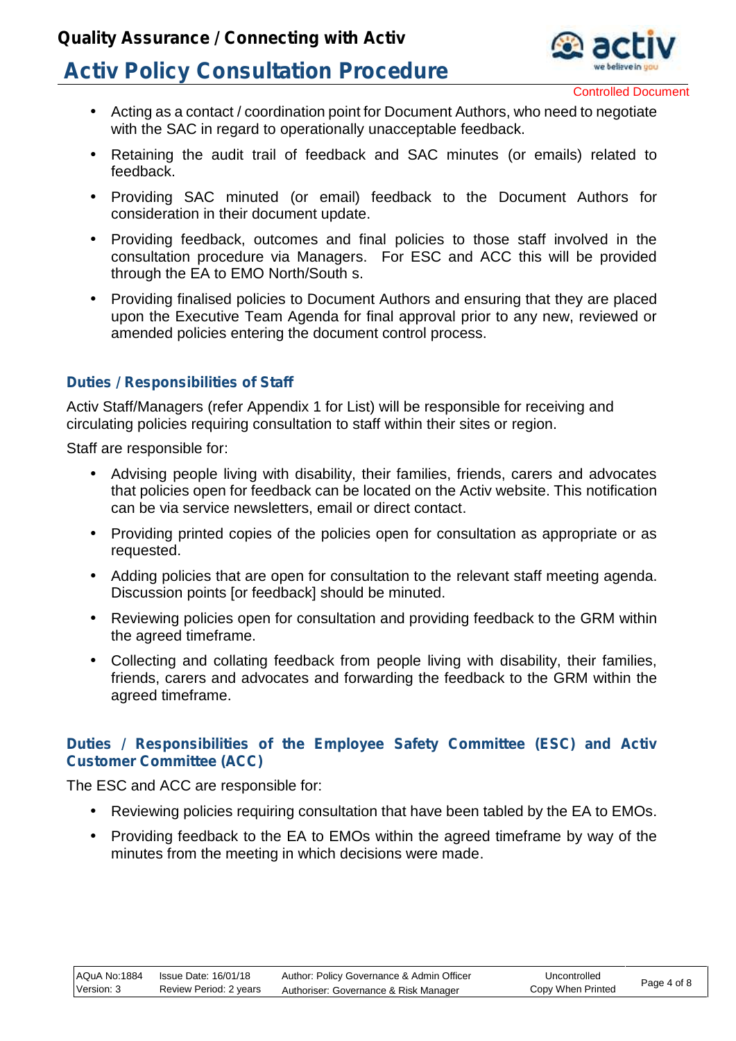- Acting as a contact / coordination point for Document Authors, who need to negotiate with the SAC in regard to operationally unacceptable feedback.
- Retaining the audit trail of feedback and SAC minutes (or emails) related to feedback.
- Providing SAC minuted (or email) feedback to the Document Authors for consideration in their document update.
- Providing feedback, outcomes and final policies to those staff involved in the consultation procedure via Managers. For ESC and ACC this will be provided through the EA to EMO North/South s.
- Providing finalised policies to Document Authors and ensuring that they are placed upon the Executive Team Agenda for final approval prior to any new, reviewed or amended policies entering the document control process.

### Duties / Responsibilities of Staff

Activ Staff/Managers (refer Appendix 1 for List) will be responsible for receiving and circulating policies requiring consultation to staff within their sites or region.

Staff are responsible for:

- Advising people living with disability, their families, friends, carers and advocates that policies open for feedback can be located on the Activ website. This notification can be via service newsletters, email or direct contact.
- Providing printed copies of the policies open for consultation as appropriate or as requested.
- Adding policies that are open for consultation to the relevant staff meeting agenda. Discussion points [or feedback] should be minuted.
- Reviewing policies open for consultation and providing feedback to the GRM within the agreed timeframe.
- Collecting and collating feedback from people living with disability, their families, friends, carers and advocates and forwarding the feedback to the GRM within the agreed timeframe.

### Duties / Responsibilities of the Employee Safety Committee (ESC) and Activ Customer Committee (ACC)

The ESC and ACC are responsible for:

- Reviewing policies requiring consultation that have been tabled by the EA to EMOs.
- Providing feedback to the EA to EMOs within the agreed timeframe by way of the minutes from the meeting in which decisions were made.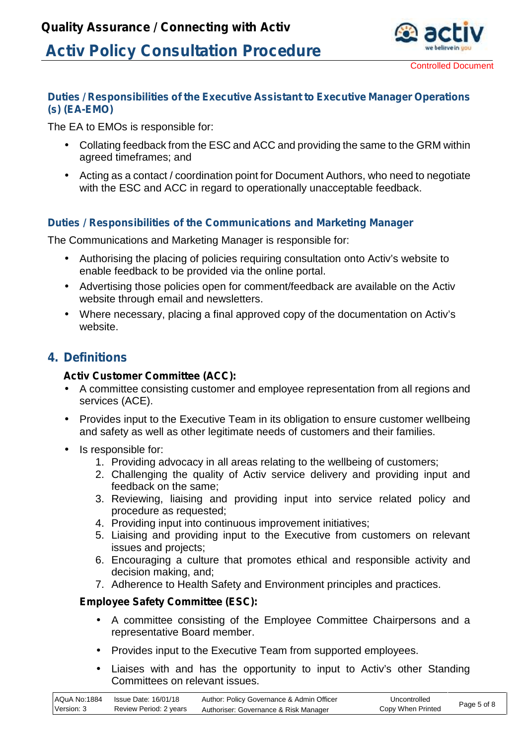### Duties / Responsibilities of the Executive Assistant to Executive Manager Operations (s) (EA-EMO)

The EA to EMOs is responsible for:

- Collating feedback from the ESC and ACC and providing the same to the GRM within agreed timeframes; and
- Acting as a contact / coordination point for Document Authors, who need to negotiate with the ESC and ACC in regard to operationally unacceptable feedback.

### Duties / Responsibilities of the Communications and Marketing Manager

The Communications and Marketing Manager is responsible for:

- Authorising the placing of policies requiring consultation onto Activ's website to enable feedback to be provided via the online portal.
- Advertising those policies open for comment/feedback are available on the Activ website through email and newsletters.
- Where necessary, placing a final approved copy of the documentation on Activ's website.

## 4. Definitions

**Activ Customer Committee (ACC):**

- A committee consisting customer and employee representation from all regions and services (ACE).
- Provides input to the Executive Team in its obligation to ensure customer wellbeing and safety as well as other legitimate needs of customers and their families.
- Is responsible for:
  1. Providing advocacy in all areas relating to the wellbeing of customers;
  2. Challenging the quality of Activ service delivery and providing input and feedback on the same;
  3. Reviewing, liaising and providing input into service related policy and procedure as requested;
  4. Providing input into continuous improvement initiatives;
  5. Liaising and providing input to the Executive from customers on relevant issues and projects;
  6. Encouraging a culture that promotes ethical and responsible activity and decision making, and;
  7. Adherence to Health Safety and Environment principles and practices.

**Employee Safety Committee (ESC):**

- A committee consisting of the Employee Committee Chairpersons and a representative Board member.
- Provides input to the Executive Team from supported employees.
- Liaises with and has the opportunity to input to Activ's other Standing Committees on relevant issues.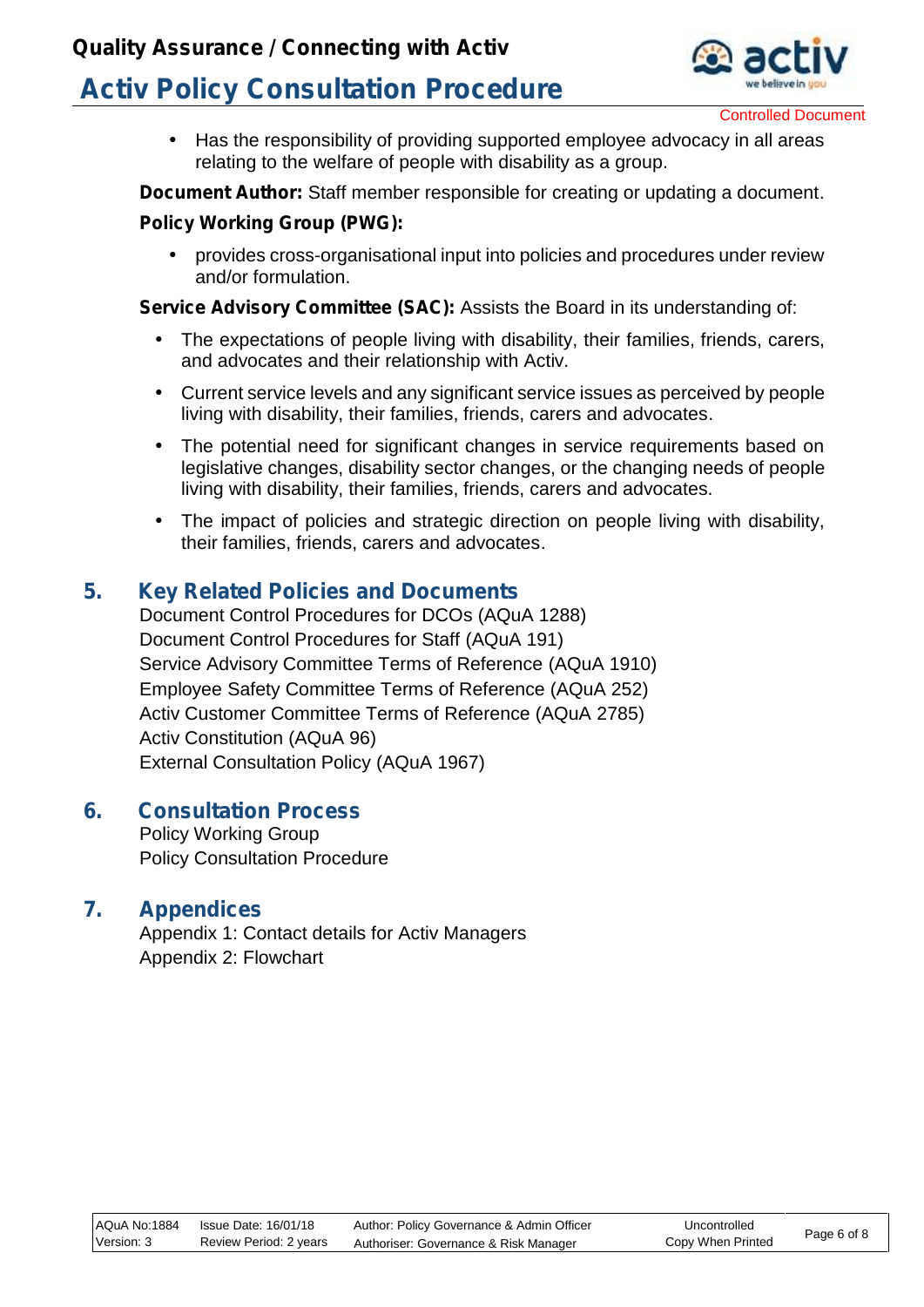- Has the responsibility of providing supported employee advocacy in all areas relating to the welfare of people with disability as a group.

**Document Author:** Staff member responsible for creating or updating a document.

**Policy Working Group (PWG):**

- provides cross-organisational input into policies and procedures under review and/or formulation.

**Service Advisory Committee (SAC):** Assists the Board in its understanding of:

- The expectations of people living with disability, their families, friends, carers, and advocates and their relationship with Activ.
- Current service levels and any significant service issues as perceived by people living with disability, their families, friends, carers and advocates.
- The potential need for significant changes in service requirements based on legislative changes, disability sector changes, or the changing needs of people living with disability, their families, friends, carers and advocates.
- The impact of policies and strategic direction on people living with disability, their families, friends, carers and advocates.

## 5. Key Related Policies and Documents

Document Control Procedures for DCOs (AQuA 1288)
Document Control Procedures for Staff (AQuA 191)
Service Advisory Committee Terms of Reference (AQuA 1910)
Employee Safety Committee Terms of Reference (AQuA 252)
Activ Customer Committee Terms of Reference (AQuA 2785)
Activ Constitution (AQuA 96)
External Consultation Policy (AQuA 1967)

## 6. Consultation Process

Policy Working Group
Policy Consultation Procedure

## 7. Appendices

Appendix 1: Contact details for Activ Managers
Appendix 2: Flowchart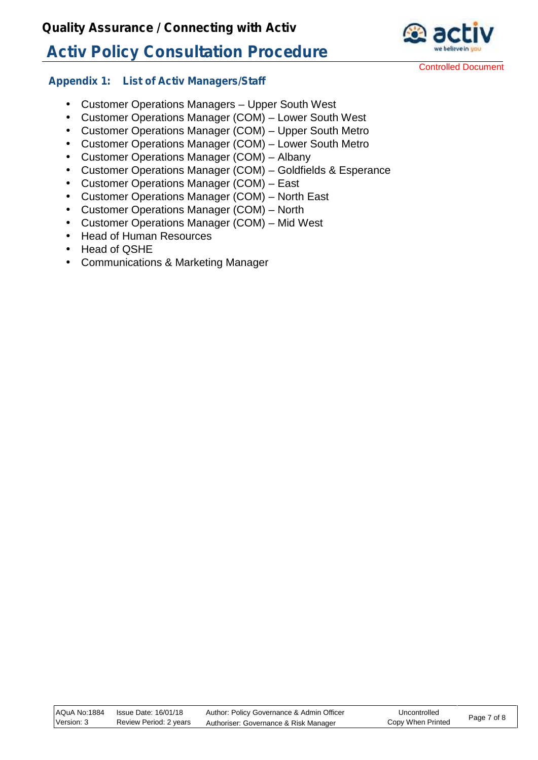## Appendix 1: List of Activ Managers/Staff

- Customer Operations Managers – Upper South West
- Customer Operations Manager (COM) – Lower South West
- Customer Operations Manager (COM) – Upper South Metro
- Customer Operations Manager (COM) – Lower South Metro
- Customer Operations Manager (COM) – Albany
- Customer Operations Manager (COM) – Goldfields & Esperance
- Customer Operations Manager (COM) – East
- Customer Operations Manager (COM) – North East
- Customer Operations Manager (COM) – North
- Customer Operations Manager (COM) – Mid West
- Head of Human Resources
- Head of QSHE
- Communications & Marketing Manager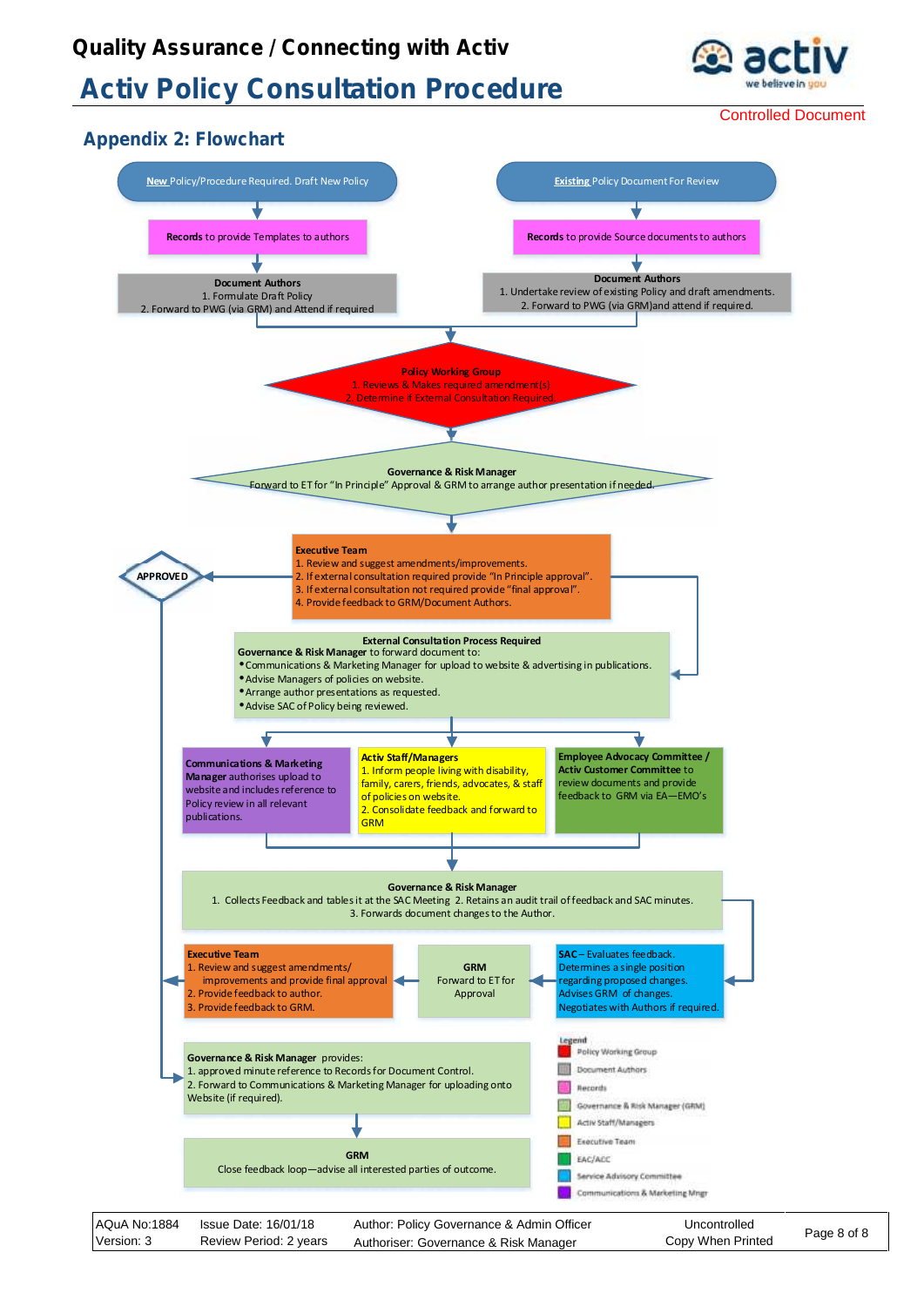# Quality Assurance / Connecting with Activ

# Activ Policy Consultation Procedure

Controlled Document

## Appendix 2: Flowchart

New Policy/Procedure Required. Draft New Policy

**Records** to provide Templates to authors

**Document Authors**
1. Formulate Draft Policy
2. Forward to PWG (via GRM) and Attend if required

Existing Policy Document For Review

**Records** to provide Source documents to authors

**Document Authors**
1. Undertake review of existing Policy and draft amendments.
2. Forward to PWG (via GRM)and attend if required.

**Policy Working Group**
1. Reviews & Makes required amendment(s)
2. Determine if External Consultation Required.

**Governance & Risk Manager**
Forward to ET for "In Principle" Approval & GRM to arrange author presentation if needed.

**Executive Team**
1. Review and suggest amendments/improvements.
2. If external consultation required provide "In Principle approval".
3. If external consultation not required provide "final approval".
4. Provide feedback to GRM/Document Authors.

APPROVED

**External Consultation Process Required**
**Governance & Risk Manager** to forward document to:
- Communications & Marketing Manager for upload to website & advertising in publications.
- Advise Managers of policies on website.
- Arrange author presentations as requested.
- Advise SAC of Policy being reviewed.

**Communications & Marketing Manager** authorises upload to website and includes reference to Policy review in all relevant publications.

**Activ Staff/Managers**
1. Inform people living with disability, family, carers, friends, advocates, & staff of policies on website.
2. Consolidate feedback and forward to GRM

**Employee Advocacy Committee / Activ Customer Committee** to review documents and provide feedback to GRM via EA—EMO's

**Governance & Risk Manager**
1. Collects Feedback and tables it at the SAC Meeting 2. Retains an audit trail of feedback and SAC minutes.
3. Forwards document changes to the Author.

**SAC** – Evaluates feedback. Determines a single position regarding proposed changes. Advises GRM of changes. Negotiates with Authors if required.

**GRM**
Forward to ET for Approval

**Executive Team**
1. Review and suggest amendments/ improvements and provide final approval
2. Provide feedback to author.
3. Provide feedback to GRM.

**Governance & Risk Manager** provides:
1. approved minute reference to Records for Document Control.
2. Forward to Communications & Marketing Manager for uploading onto Website (if required).

**GRM**
Close feedback loop—advise all interested parties of outcome.

Legend
- Policy Working Group
- Document Authors
- Records
- Governance & Risk Manager (GRM)
- Activ Staff/Managers
- Executive Team
- EAC/ACC
- Service Advisory Committee
- Communications & Marketing Mngr

| | | | | |
|---|---|---|---|---|
| AQuA No:1884<br>Version: 3 | Issue Date: 16/01/18<br>Review Period: 2 years | Author: Policy Governance & Admin Officer<br>Authoriser: Governance & Risk Manager | Uncontrolled<br>Copy When Printed | Page 8 of 8 |